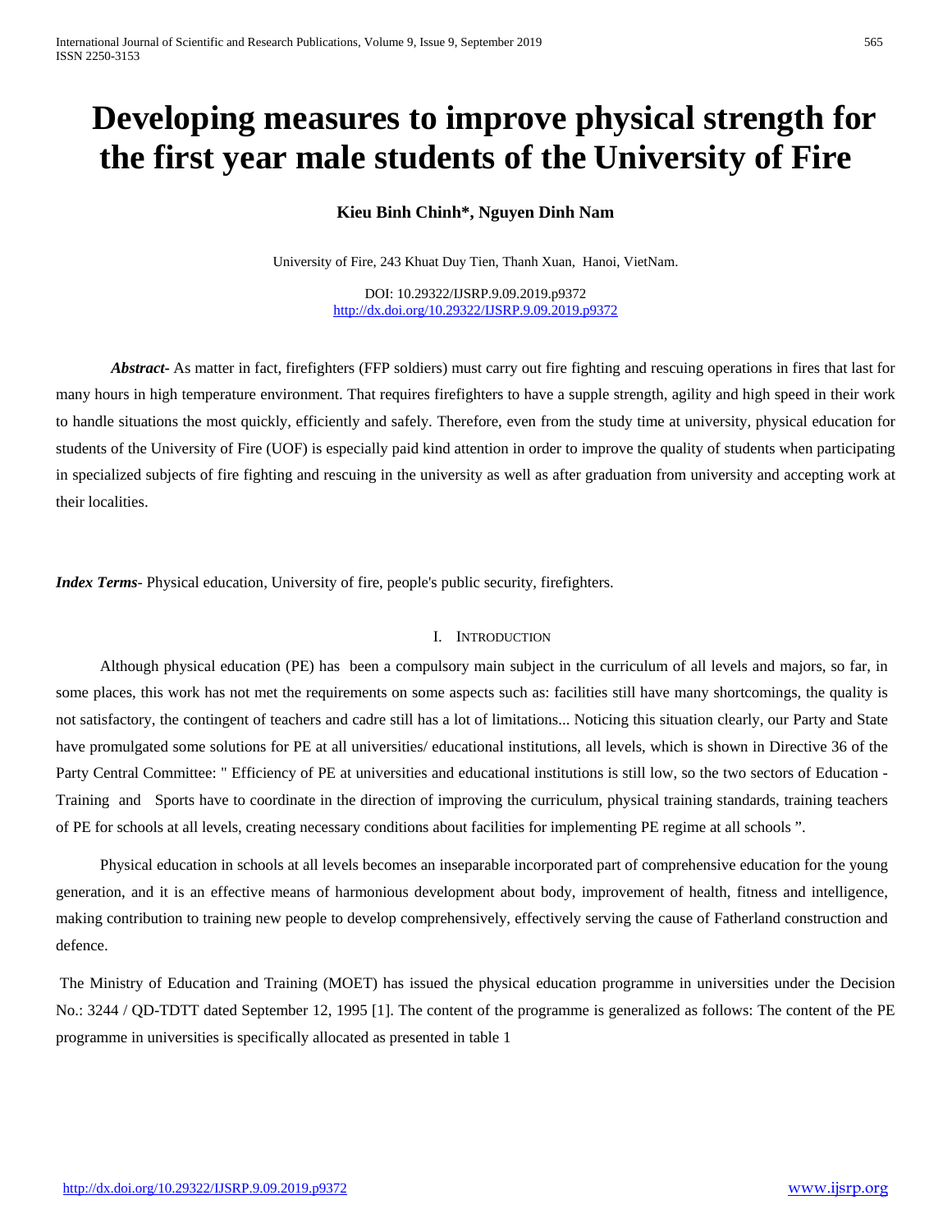# Developing measures to improve physical strength for the first year male students of the University of Fire

**Kieu Binh Chinh\*, Nguyen Dinh Nam**

University of Fire, 243 Khuat Duy Tien, Thanh Xuan, Hanoi, VietNam.

DOI: 10.29322/IJSRP.9.09.2019.p9372
http://dx.doi.org/10.29322/IJSRP.9.09.2019.p9372

***Abstract***- As matter in fact, firefighters (FFP soldiers) must carry out fire fighting and rescuing operations in fires that last for many hours in high temperature environment. That requires firefighters to have a supple strength, agility and high speed in their work to handle situations the most quickly, efficiently and safely. Therefore, even from the study time at university, physical education for students of the University of Fire (UOF) is especially paid kind attention in order to improve the quality of students when participating in specialized subjects of fire fighting and rescuing in the university as well as after graduation from university and accepting work at their localities.

***Index Terms***- Physical education, University of fire, people's public security, firefighters.

## I. Introduction

Although physical education (PE) has been a compulsory main subject in the curriculum of all levels and majors, so far, in some places, this work has not met the requirements on some aspects such as: facilities still have many shortcomings, the quality is not satisfactory, the contingent of teachers and cadre still has a lot of limitations... Noticing this situation clearly, our Party and State have promulgated some solutions for PE at all universities/ educational institutions, all levels, which is shown in Directive 36 of the Party Central Committee: " Efficiency of PE at universities and educational institutions is still low, so the two sectors of Education - Training and Sports have to coordinate in the direction of improving the curriculum, physical training standards, training teachers of PE for schools at all levels, creating necessary conditions about facilities for implementing PE regime at all schools ".

Physical education in schools at all levels becomes an inseparable incorporated part of comprehensive education for the young generation, and it is an effective means of harmonious development about body, improvement of health, fitness and intelligence, making contribution to training new people to develop comprehensively, effectively serving the cause of Fatherland construction and defence.

The Ministry of Education and Training (MOET) has issued the physical education programme in universities under the Decision No.: 3244 / QD-TDTT dated September 12, 1995 [1]. The content of the programme is generalized as follows: The content of the PE programme in universities is specifically allocated as presented in table 1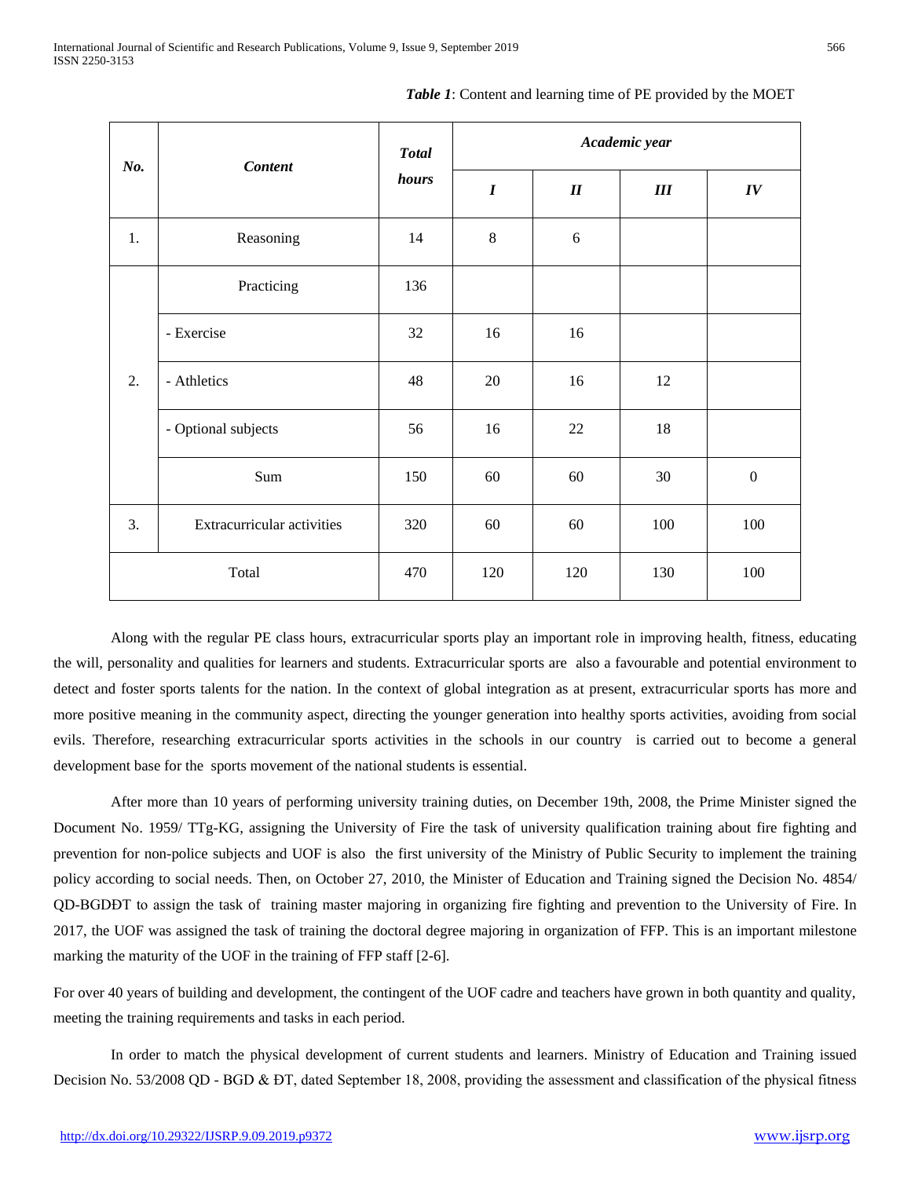***Table 1***: Content and learning time of PE provided by the MOET

| ***No.*** | ***Content*** | ***Total hours*** | ***Academic year*** | | | |
|---|---|---|---|---|---|---|
| | | | ***I*** | ***II*** | ***III*** | ***IV*** |
| 1. | Reasoning | 14 | 8 | 6 | | |
| 2. | Practicing | 136 | | | | |
| | - Exercise | 32 | 16 | 16 | | |
| | - Athletics | 48 | 20 | 16 | 12 | |
| | - Optional subjects | 56 | 16 | 22 | 18 | |
| | Sum | 150 | 60 | 60 | 30 | 0 |
| 3. | Extracurricular activities | 320 | 60 | 60 | 100 | 100 |
| Total | | 470 | 120 | 120 | 130 | 100 |

Along with the regular PE class hours, extracurricular sports play an important role in improving health, fitness, educating the will, personality and qualities for learners and students. Extracurricular sports are also a favourable and potential environment to detect and foster sports talents for the nation. In the context of global integration as at present, extracurricular sports has more and more positive meaning in the community aspect, directing the younger generation into healthy sports activities, avoiding from social evils. Therefore, researching extracurricular sports activities in the schools in our country is carried out to become a general development base for the sports movement of the national students is essential.

After more than 10 years of performing university training duties, on December 19th, 2008, the Prime Minister signed the Document No. 1959/ TTg-KG, assigning the University of Fire the task of university qualification training about fire fighting and prevention for non-police subjects and UOF is also the first university of the Ministry of Public Security to implement the training policy according to social needs. Then, on October 27, 2010, the Minister of Education and Training signed the Decision No. 4854/ QD-BGDĐT to assign the task of training master majoring in organizing fire fighting and prevention to the University of Fire. In 2017, the UOF was assigned the task of training the doctoral degree majoring in organization of FFP. This is an important milestone marking the maturity of the UOF in the training of FFP staff [2-6].

For over 40 years of building and development, the contingent of the UOF cadre and teachers have grown in both quantity and quality, meeting the training requirements and tasks in each period.

In order to match the physical development of current students and learners. Ministry of Education and Training issued Decision No. 53/2008 QD - BGD & ĐT, dated September 18, 2008, providing the assessment and classification of the physical fitness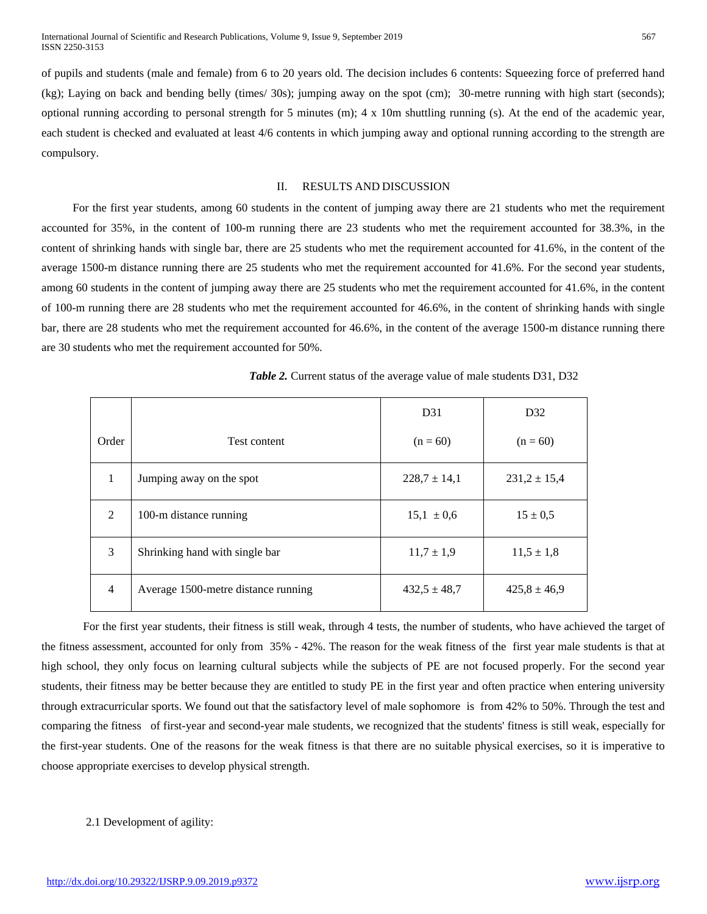of pupils and students (male and female) from 6 to 20 years old. The decision includes 6 contents: Squeezing force of preferred hand (kg); Laying on back and bending belly (times/ 30s); jumping away on the spot (cm); 30-metre running with high start (seconds); optional running according to personal strength for 5 minutes (m); 4 x 10m shuttling running (s). At the end of the academic year, each student is checked and evaluated at least 4/6 contents in which jumping away and optional running according to the strength are compulsory.

## II. RESULTS AND DISCUSSION

For the first year students, among 60 students in the content of jumping away there are 21 students who met the requirement accounted for 35%, in the content of 100-m running there are 23 students who met the requirement accounted for 38.3%, in the content of shrinking hands with single bar, there are 25 students who met the requirement accounted for 41.6%, in the content of the average 1500-m distance running there are 25 students who met the requirement accounted for 41.6%. For the second year students, among 60 students in the content of jumping away there are 25 students who met the requirement accounted for 41.6%, in the content of 100-m running there are 28 students who met the requirement accounted for 46.6%, in the content of shrinking hands with single bar, there are 28 students who met the requirement accounted for 46.6%, in the content of the average 1500-m distance running there are 30 students who met the requirement accounted for 50%.

***Table 2.*** Current status of the average value of male students D31, D32

| Order | Test content | D31 (n = 60) | D32 (n = 60) |
|---|---|---|---|
| 1 | Jumping away on the spot | 228,7 ± 14,1 | 231,2 ± 15,4 |
| 2 | 100-m distance running | 15,1 ± 0,6 | 15 ± 0,5 |
| 3 | Shrinking hand with single bar | 11,7 ± 1,9 | 11,5 ± 1,8 |
| 4 | Average 1500-metre distance running | 432,5 ± 48,7 | 425,8 ± 46,9 |

For the first year students, their fitness is still weak, through 4 tests, the number of students, who have achieved the target of the fitness assessment, accounted for only from 35% - 42%. The reason for the weak fitness of the first year male students is that at high school, they only focus on learning cultural subjects while the subjects of PE are not focused properly. For the second year students, their fitness may be better because they are entitled to study PE in the first year and often practice when entering university through extracurricular sports. We found out that the satisfactory level of male sophomore is from 42% to 50%. Through the test and comparing the fitness of first-year and second-year male students, we recognized that the students' fitness is still weak, especially for the first-year students. One of the reasons for the weak fitness is that there are no suitable physical exercises, so it is imperative to choose appropriate exercises to develop physical strength.

### 2.1 Development of agility: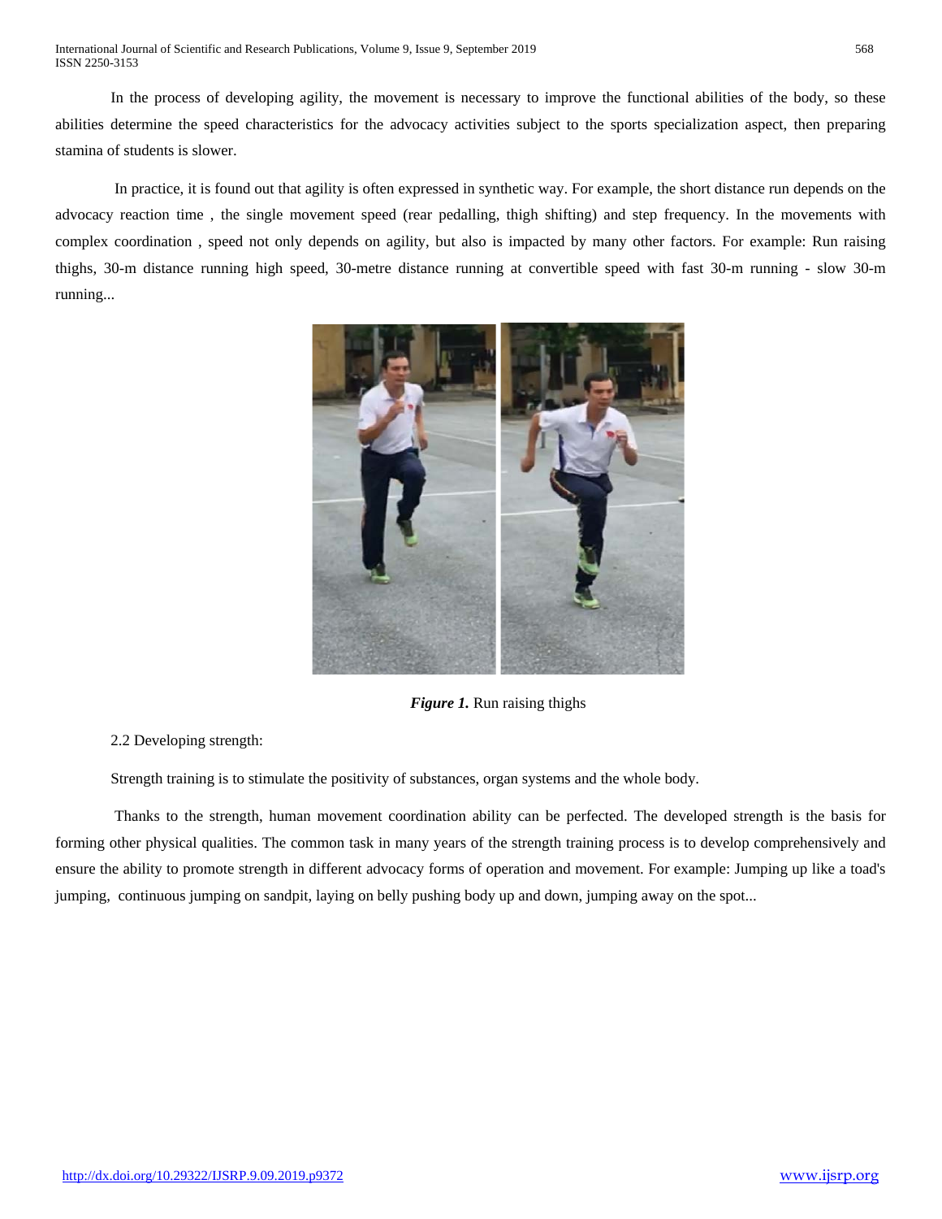In the process of developing agility, the movement is necessary to improve the functional abilities of the body, so these abilities determine the speed characteristics for the advocacy activities subject to the sports specialization aspect, then preparing stamina of students is slower.

In practice, it is found out that agility is often expressed in synthetic way. For example, the short distance run depends on the advocacy reaction time , the single movement speed (rear pedalling, thigh shifting) and step frequency. In the movements with complex coordination , speed not only depends on agility, but also is impacted by many other factors. For example: Run raising thighs, 30-m distance running high speed, 30-metre distance running at convertible speed with fast 30-m running - slow 30-m running...

***Figure 1.*** Run raising thighs

2.2 Developing strength:

Strength training is to stimulate the positivity of substances, organ systems and the whole body.

Thanks to the strength, human movement coordination ability can be perfected. The developed strength is the basis for forming other physical qualities. The common task in many years of the strength training process is to develop comprehensively and ensure the ability to promote strength in different advocacy forms of operation and movement. For example: Jumping up like a toad's jumping, continuous jumping on sandpit, laying on belly pushing body up and down, jumping away on the spot...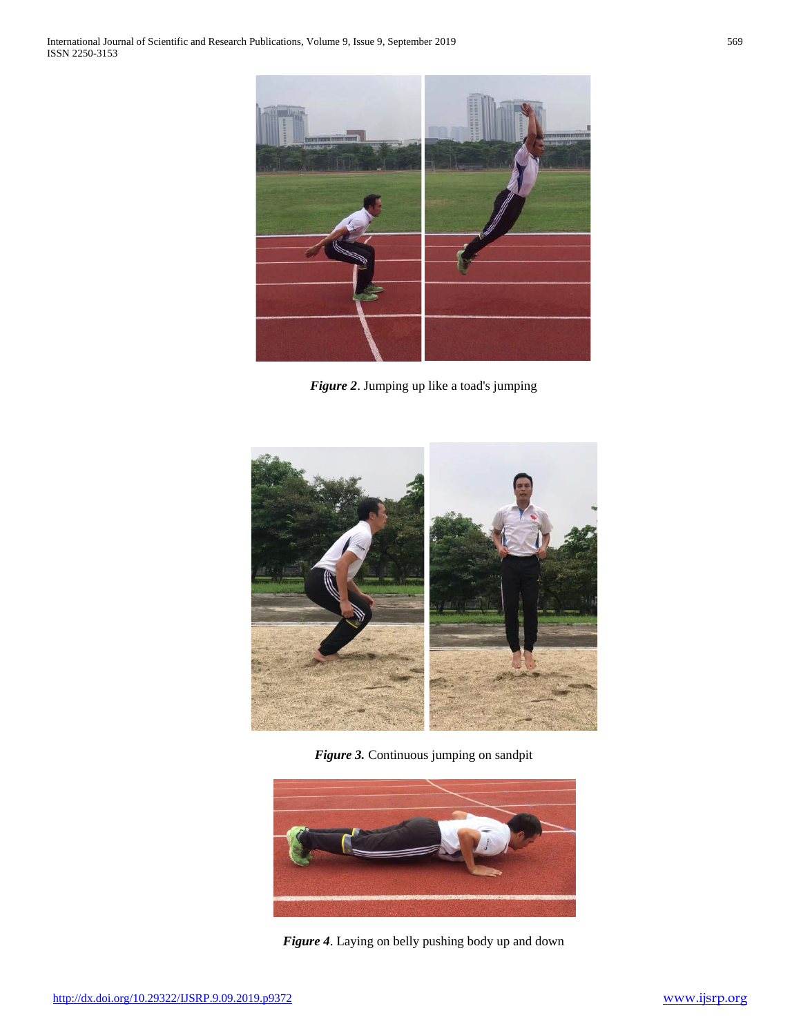*Figure 2*. Jumping up like a toad's jumping

*Figure 3.* Continuous jumping on sandpit

*Figure 4*. Laying on belly pushing body up and down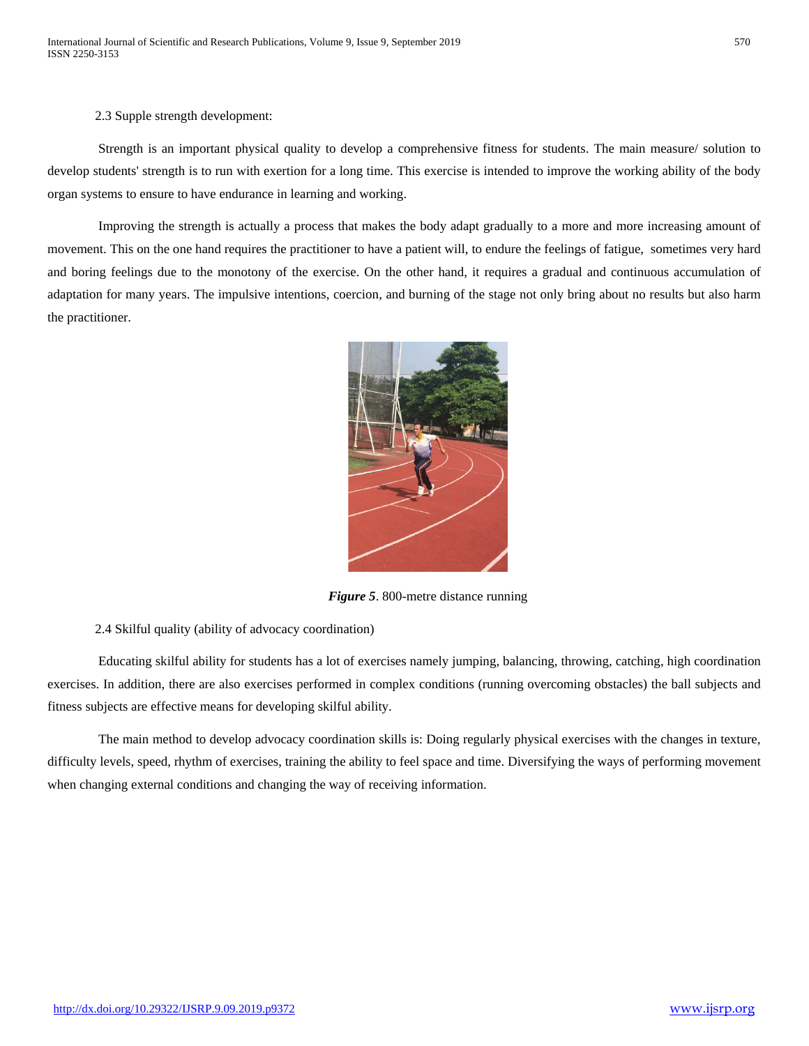2.3 Supple strength development:

Strength is an important physical quality to develop a comprehensive fitness for students. The main measure/ solution to develop students' strength is to run with exertion for a long time. This exercise is intended to improve the working ability of the body organ systems to ensure to have endurance in learning and working.

Improving the strength is actually a process that makes the body adapt gradually to a more and more increasing amount of movement. This on the one hand requires the practitioner to have a patient will, to endure the feelings of fatigue, sometimes very hard and boring feelings due to the monotony of the exercise. On the other hand, it requires a gradual and continuous accumulation of adaptation for many years. The impulsive intentions, coercion, and burning of the stage not only bring about no results but also harm the practitioner.

***Figure 5***. 800-metre distance running

2.4 Skilful quality (ability of advocacy coordination)

Educating skilful ability for students has a lot of exercises namely jumping, balancing, throwing, catching, high coordination exercises. In addition, there are also exercises performed in complex conditions (running overcoming obstacles) the ball subjects and fitness subjects are effective means for developing skilful ability.

The main method to develop advocacy coordination skills is: Doing regularly physical exercises with the changes in texture, difficulty levels, speed, rhythm of exercises, training the ability to feel space and time. Diversifying the ways of performing movement when changing external conditions and changing the way of receiving information.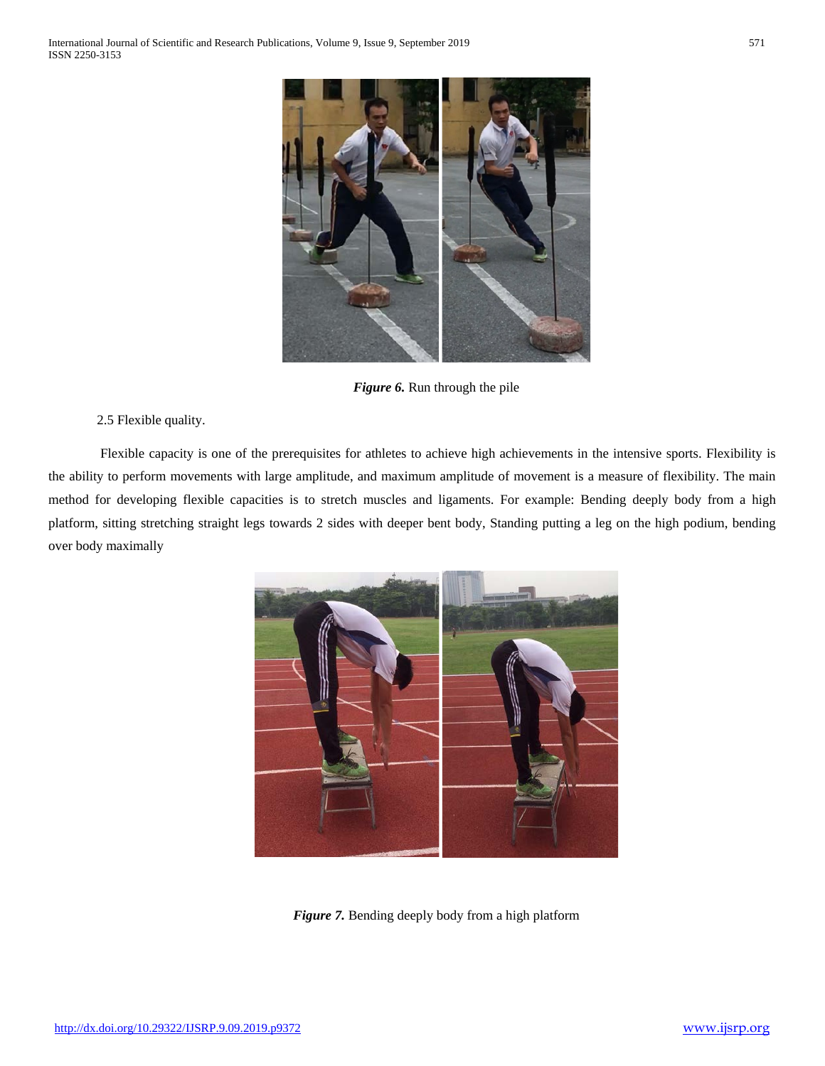*Figure 6.* Run through the pile

2.5 Flexible quality.

Flexible capacity is one of the prerequisites for athletes to achieve high achievements in the intensive sports. Flexibility is the ability to perform movements with large amplitude, and maximum amplitude of movement is a measure of flexibility. The main method for developing flexible capacities is to stretch muscles and ligaments. For example: Bending deeply body from a high platform, sitting stretching straight legs towards 2 sides with deeper bent body, Standing putting a leg on the high podium, bending over body maximally

*Figure 7.* Bending deeply body from a high platform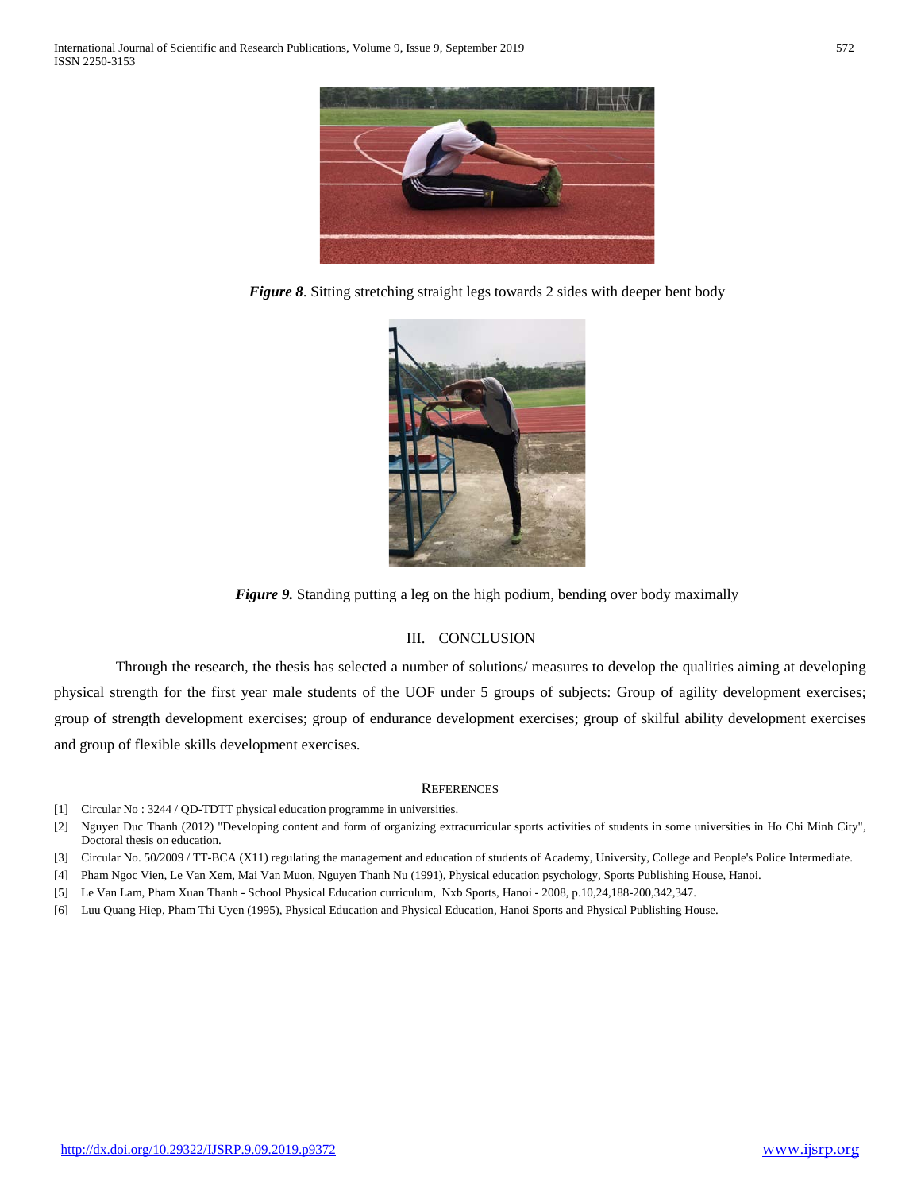***Figure 8***. Sitting stretching straight legs towards 2 sides with deeper bent body

***Figure 9.*** Standing putting a leg on the high podium, bending over body maximally

## III. CONCLUSION

Through the research, the thesis has selected a number of solutions/ measures to develop the qualities aiming at developing physical strength for the first year male students of the UOF under 5 groups of subjects: Group of agility development exercises; group of strength development exercises; group of endurance development exercises; group of skilful ability development exercises and group of flexible skills development exercises.

## REFERENCES

[1] Circular No : 3244 / QD-TDTT physical education programme in universities.

[2] Nguyen Duc Thanh (2012) "Developing content and form of organizing extracurricular sports activities of students in some universities in Ho Chi Minh City", Doctoral thesis on education.

[3] Circular No. 50/2009 / TT-BCA (X11) regulating the management and education of students of Academy, University, College and People's Police Intermediate.

[4] Pham Ngoc Vien, Le Van Xem, Mai Van Muon, Nguyen Thanh Nu (1991), Physical education psychology, Sports Publishing House, Hanoi.

[5] Le Van Lam, Pham Xuan Thanh - School Physical Education curriculum, Nxb Sports, Hanoi - 2008, p.10,24,188-200,342,347.

[6] Luu Quang Hiep, Pham Thi Uyen (1995), Physical Education and Physical Education, Hanoi Sports and Physical Publishing House.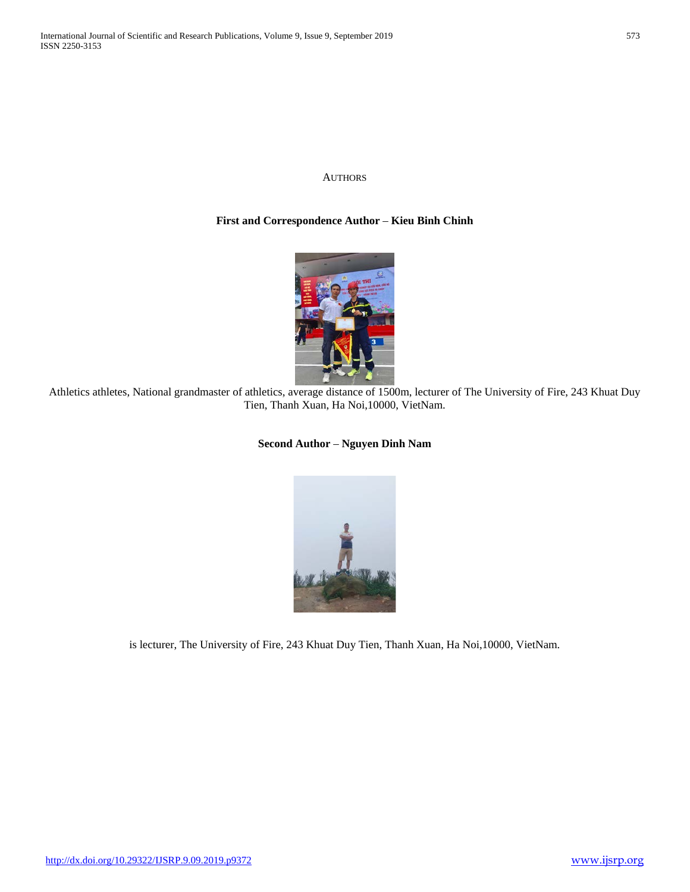## AUTHORS

**First and Correspondence Author – Kieu Binh Chinh**

Athletics athletes, National grandmaster of athletics, average distance of 1500m, lecturer of The University of Fire, 243 Khuat Duy Tien, Thanh Xuan, Ha Noi,10000, VietNam.

**Second Author – Nguyen Dinh Nam**

is lecturer, The University of Fire, 243 Khuat Duy Tien, Thanh Xuan, Ha Noi,10000, VietNam.